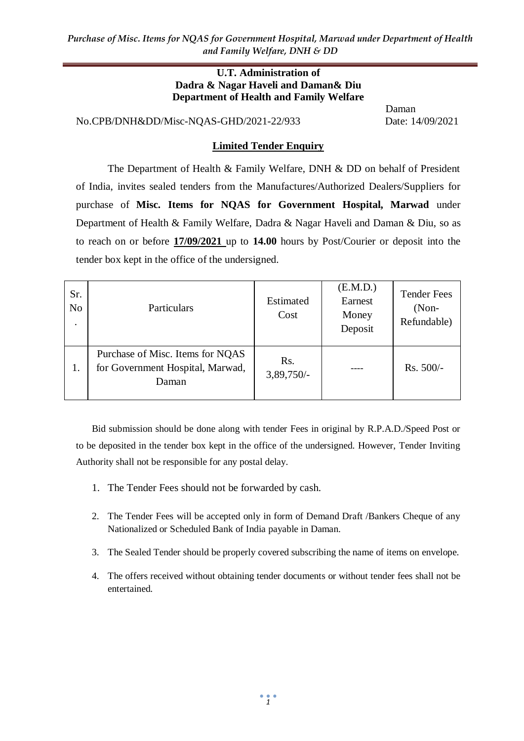**U.T. Administration of**
**Dadra & Nagar Haveli and Daman& Diu**
**Department of Health and Family Welfare**

Daman

No.CPB/DNH&DD/Misc-NQAS-GHD/2021-22/933 Date: 14/09/2021

## Limited Tender Enquiry

The Department of Health & Family Welfare, DNH & DD on behalf of President of India, invites sealed tenders from the Manufactures/Authorized Dealers/Suppliers for purchase of **Misc. Items for NQAS for Government Hospital, Marwad** under Department of Health & Family Welfare, Dadra & Nagar Haveli and Daman & Diu, so as to reach on or before **17/09/2021** up to **14.00** hours by Post/Courier or deposit into the tender box kept in the office of the undersigned.

| Sr. No. | Particulars | Estimated Cost | (E.M.D.) Earnest Money Deposit | Tender Fees (Non-Refundable) |
|---|---|---|---|---|
| 1. | Purchase of Misc. Items for NQAS for Government Hospital, Marwad, Daman | Rs. 3,89,750/- | ---- | Rs. 500/- |

Bid submission should be done along with tender Fees in original by R.P.A.D./Speed Post or to be deposited in the tender box kept in the office of the undersigned. However, Tender Inviting Authority shall not be responsible for any postal delay.

1. The Tender Fees should not be forwarded by cash.
2. The Tender Fees will be accepted only in form of Demand Draft /Bankers Cheque of any Nationalized or Scheduled Bank of India payable in Daman.
3. The Sealed Tender should be properly covered subscribing the name of items on envelope.
4. The offers received without obtaining tender documents or without tender fees shall not be entertained.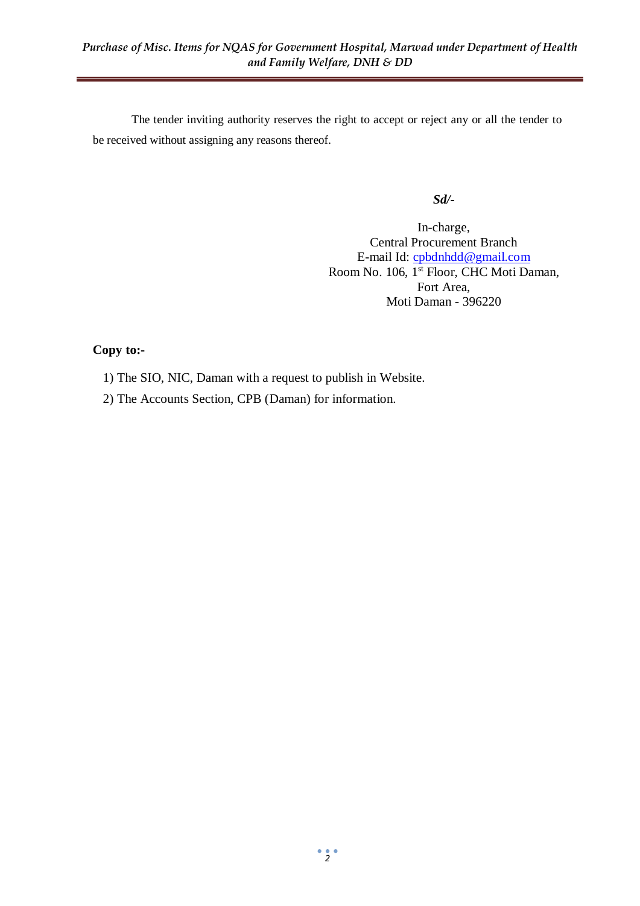The tender inviting authority reserves the right to accept or reject any or all the tender to be received without assigning any reasons thereof.

***Sd/-***

In-charge,
Central Procurement Branch
E-mail Id: cpbdnhdd@gmail.com
Room No. 106, 1st Floor, CHC Moti Daman,
Fort Area,
Moti Daman - 396220

**Copy to:-**

1) The SIO, NIC, Daman with a request to publish in Website.
2) The Accounts Section, CPB (Daman) for information.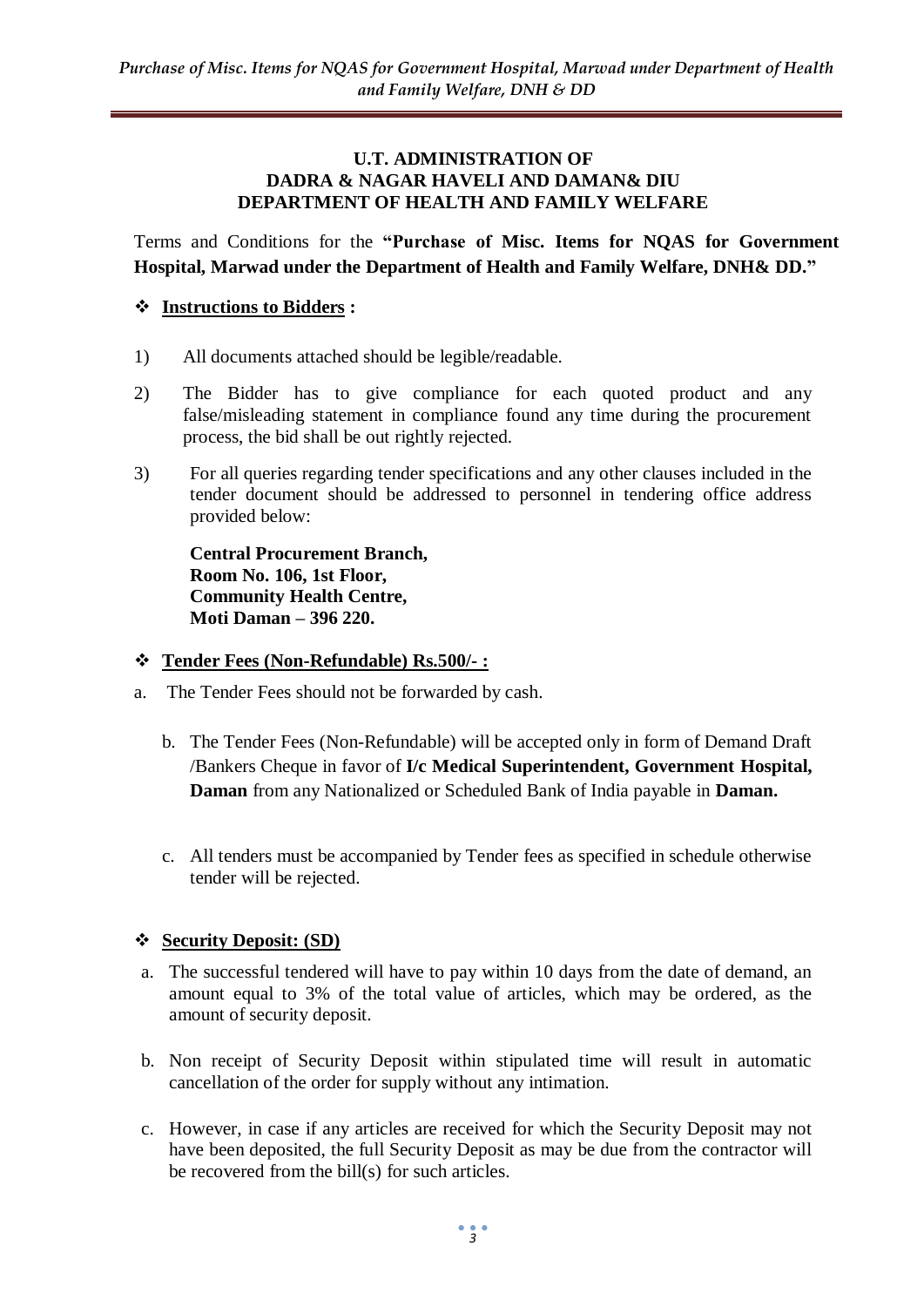**U.T. ADMINISTRATION OF**
**DADRA & NAGAR HAVELI AND DAMAN& DIU**
**DEPARTMENT OF HEALTH AND FAMILY WELFARE**

Terms and Conditions for the **"Purchase of Misc. Items for NQAS for Government Hospital, Marwad under the Department of Health and Family Welfare, DNH& DD."**

❖ **Instructions to Bidders :**

1) All documents attached should be legible/readable.

2) The Bidder has to give compliance for each quoted product and any false/misleading statement in compliance found any time during the procurement process, the bid shall be out rightly rejected.

3) For all queries regarding tender specifications and any other clauses included in the tender document should be addressed to personnel in tendering office address provided below:

   **Central Procurement Branch,**
   **Room No. 106, 1st Floor,**
   **Community Health Centre,**
   **Moti Daman – 396 220.**

❖ **Tender Fees (Non-Refundable) Rs.500/- :**

a. The Tender Fees should not be forwarded by cash.

b. The Tender Fees (Non-Refundable) will be accepted only in form of Demand Draft /Bankers Cheque in favor of **I/c Medical Superintendent, Government Hospital, Daman** from any Nationalized or Scheduled Bank of India payable in **Daman.**

c. All tenders must be accompanied by Tender fees as specified in schedule otherwise tender will be rejected.

❖ **Security Deposit: (SD)**

a. The successful tendered will have to pay within 10 days from the date of demand, an amount equal to 3% of the total value of articles, which may be ordered, as the amount of security deposit.

b. Non receipt of Security Deposit within stipulated time will result in automatic cancellation of the order for supply without any intimation.

c. However, in case if any articles are received for which the Security Deposit may not have been deposited, the full Security Deposit as may be due from the contractor will be recovered from the bill(s) for such articles.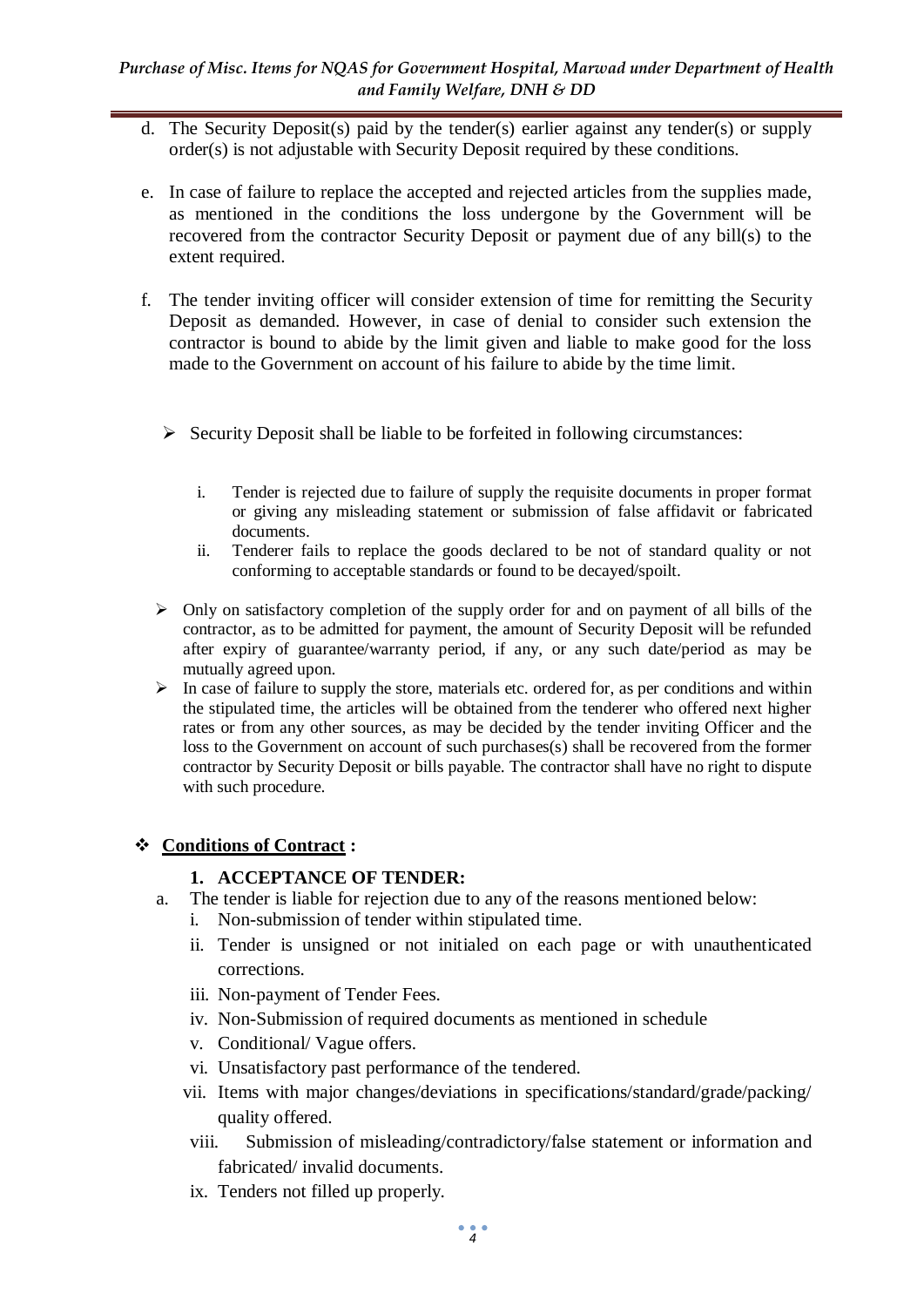d. The Security Deposit(s) paid by the tender(s) earlier against any tender(s) or supply order(s) is not adjustable with Security Deposit required by these conditions.

e. In case of failure to replace the accepted and rejected articles from the supplies made, as mentioned in the conditions the loss undergone by the Government will be recovered from the contractor Security Deposit or payment due of any bill(s) to the extent required.

f. The tender inviting officer will consider extension of time for remitting the Security Deposit as demanded. However, in case of denial to consider such extension the contractor is bound to abide by the limit given and liable to make good for the loss made to the Government on account of his failure to abide by the time limit.

- Security Deposit shall be liable to be forfeited in following circumstances:

  i. Tender is rejected due to failure of supply the requisite documents in proper format or giving any misleading statement or submission of false affidavit or fabricated documents.
  ii. Tenderer fails to replace the goods declared to be not of standard quality or not conforming to acceptable standards or found to be decayed/spoilt.

- Only on satisfactory completion of the supply order for and on payment of all bills of the contractor, as to be admitted for payment, the amount of Security Deposit will be refunded after expiry of guarantee/warranty period, if any, or any such date/period as may be mutually agreed upon.
- In case of failure to supply the store, materials etc. ordered for, as per conditions and within the stipulated time, the articles will be obtained from the tenderer who offered next higher rates or from any other sources, as may be decided by the tender inviting Officer and the loss to the Government on account of such purchases(s) shall be recovered from the former contractor by Security Deposit or bills payable. The contractor shall have no right to dispute with such procedure.

## ❖ **Conditions of Contract :**

### 1. ACCEPTANCE OF TENDER:

a. The tender is liable for rejection due to any of the reasons mentioned below:
   i. Non-submission of tender within stipulated time.
   ii. Tender is unsigned or not initialed on each page or with unauthenticated corrections.
   iii. Non-payment of Tender Fees.
   iv. Non-Submission of required documents as mentioned in schedule
   v. Conditional/ Vague offers.
   vi. Unsatisfactory past performance of the tendered.
   vii. Items with major changes/deviations in specifications/standard/grade/packing/ quality offered.
   viii. Submission of misleading/contradictory/false statement or information and fabricated/ invalid documents.
   ix. Tenders not filled up properly.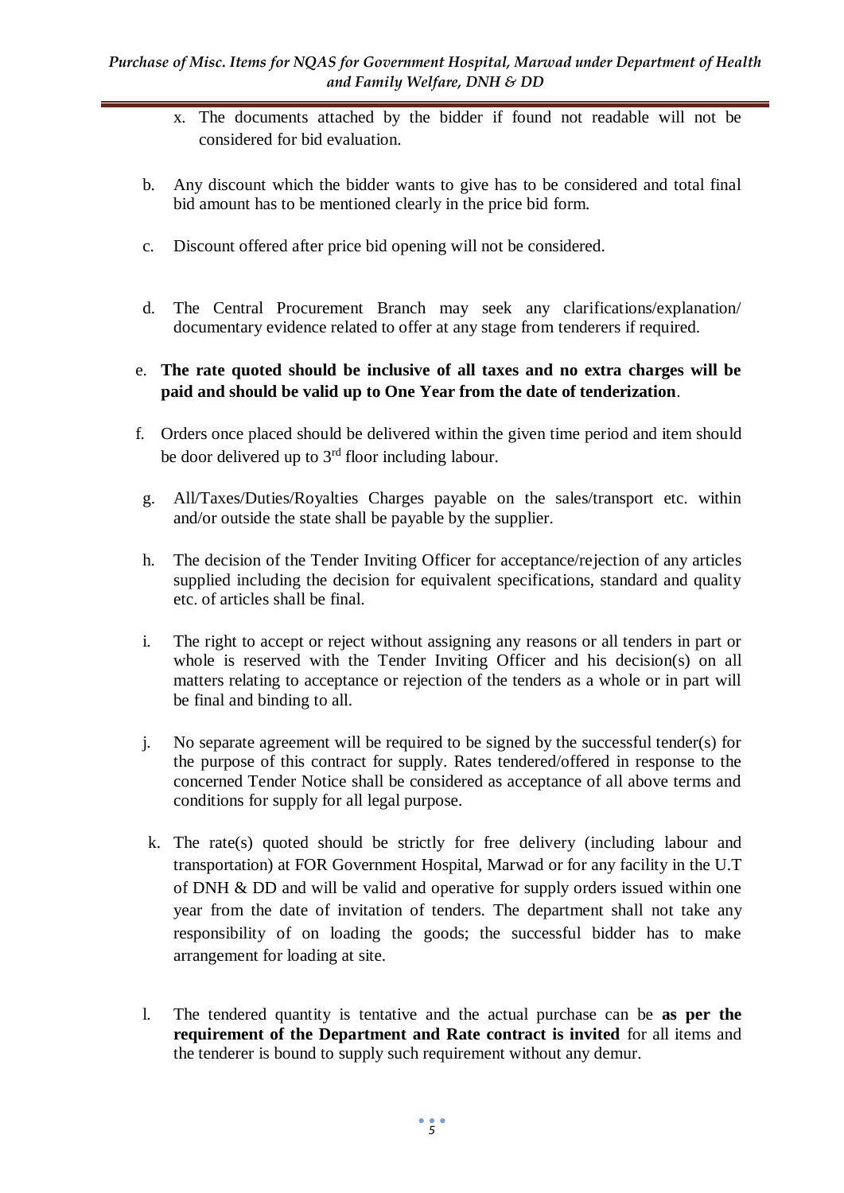x. The documents attached by the bidder if found not readable will not be considered for bid evaluation.

b. Any discount which the bidder wants to give has to be considered and total final bid amount has to be mentioned clearly in the price bid form.

c. Discount offered after price bid opening will not be considered.

d. The Central Procurement Branch may seek any clarifications/explanation/ documentary evidence related to offer at any stage from tenderers if required.

e. **The rate quoted should be inclusive of all taxes and no extra charges will be paid and should be valid up to One Year from the date of tenderization**.

f. Orders once placed should be delivered within the given time period and item should be door delivered up to 3rd floor including labour.

g. All/Taxes/Duties/Royalties Charges payable on the sales/transport etc. within and/or outside the state shall be payable by the supplier.

h. The decision of the Tender Inviting Officer for acceptance/rejection of any articles supplied including the decision for equivalent specifications, standard and quality etc. of articles shall be final.

i. The right to accept or reject without assigning any reasons or all tenders in part or whole is reserved with the Tender Inviting Officer and his decision(s) on all matters relating to acceptance or rejection of the tenders as a whole or in part will be final and binding to all.

j. No separate agreement will be required to be signed by the successful tender(s) for the purpose of this contract for supply. Rates tendered/offered in response to the concerned Tender Notice shall be considered as acceptance of all above terms and conditions for supply for all legal purpose.

k. The rate(s) quoted should be strictly for free delivery (including labour and transportation) at FOR Government Hospital, Marwad or for any facility in the U.T of DNH & DD and will be valid and operative for supply orders issued within one year from the date of invitation of tenders. The department shall not take any responsibility of on loading the goods; the successful bidder has to make arrangement for loading at site.

l. The tendered quantity is tentative and the actual purchase can be **as per the requirement of the Department and Rate contract is invited** for all items and the tenderer is bound to supply such requirement without any demur.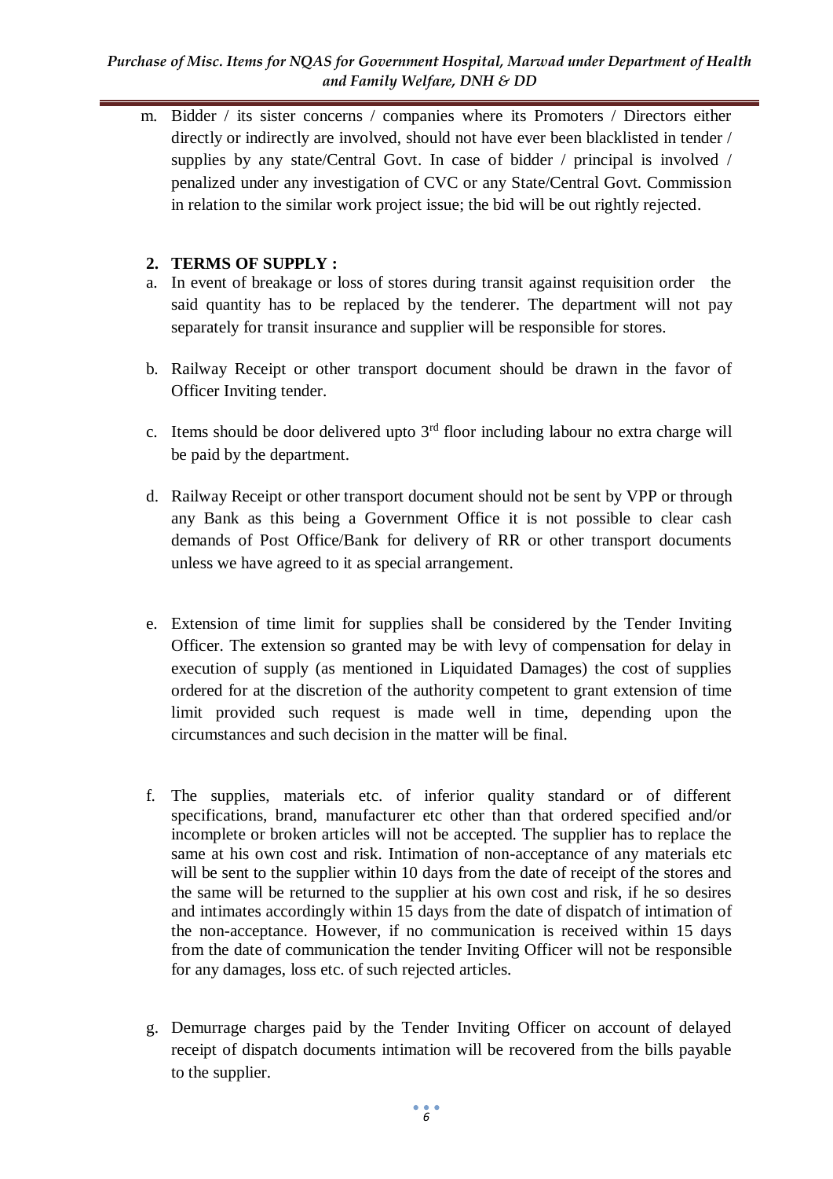m. Bidder / its sister concerns / companies where its Promoters / Directors either directly or indirectly are involved, should not have ever been blacklisted in tender / supplies by any state/Central Govt. In case of bidder / principal is involved / penalized under any investigation of CVC or any State/Central Govt. Commission in relation to the similar work project issue; the bid will be out rightly rejected.

## 2. TERMS OF SUPPLY :

a. In event of breakage or loss of stores during transit against requisition order the said quantity has to be replaced by the tenderer. The department will not pay separately for transit insurance and supplier will be responsible for stores.

b. Railway Receipt or other transport document should be drawn in the favor of Officer Inviting tender.

c. Items should be door delivered upto 3rd floor including labour no extra charge will be paid by the department.

d. Railway Receipt or other transport document should not be sent by VPP or through any Bank as this being a Government Office it is not possible to clear cash demands of Post Office/Bank for delivery of RR or other transport documents unless we have agreed to it as special arrangement.

e. Extension of time limit for supplies shall be considered by the Tender Inviting Officer. The extension so granted may be with levy of compensation for delay in execution of supply (as mentioned in Liquidated Damages) the cost of supplies ordered for at the discretion of the authority competent to grant extension of time limit provided such request is made well in time, depending upon the circumstances and such decision in the matter will be final.

f. The supplies, materials etc. of inferior quality standard or of different specifications, brand, manufacturer etc other than that ordered specified and/or incomplete or broken articles will not be accepted. The supplier has to replace the same at his own cost and risk. Intimation of non-acceptance of any materials etc will be sent to the supplier within 10 days from the date of receipt of the stores and the same will be returned to the supplier at his own cost and risk, if he so desires and intimates accordingly within 15 days from the date of dispatch of intimation of the non-acceptance. However, if no communication is received within 15 days from the date of communication the tender Inviting Officer will not be responsible for any damages, loss etc. of such rejected articles.

g. Demurrage charges paid by the Tender Inviting Officer on account of delayed receipt of dispatch documents intimation will be recovered from the bills payable to the supplier.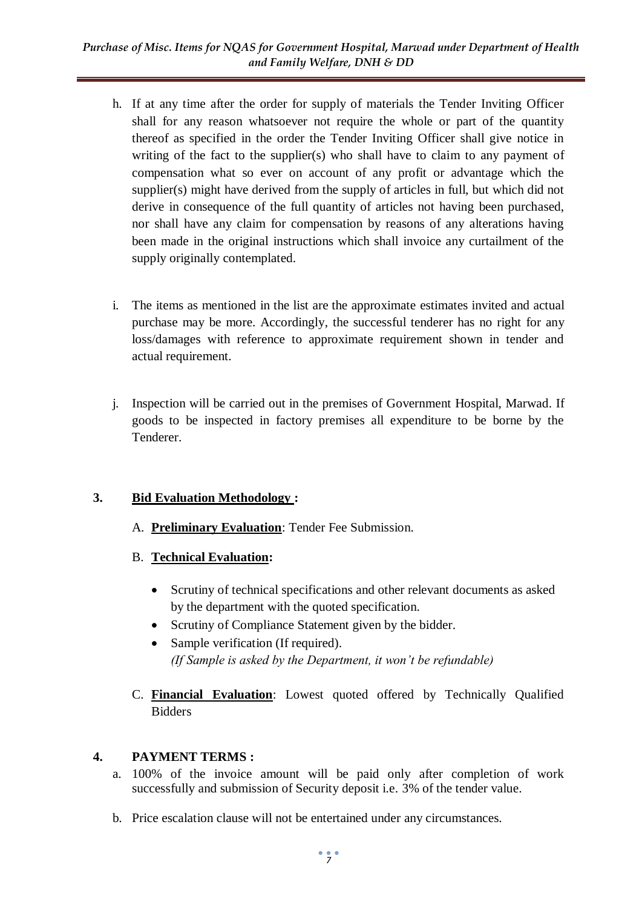h. If at any time after the order for supply of materials the Tender Inviting Officer shall for any reason whatsoever not require the whole or part of the quantity thereof as specified in the order the Tender Inviting Officer shall give notice in writing of the fact to the supplier(s) who shall have to claim to any payment of compensation what so ever on account of any profit or advantage which the supplier(s) might have derived from the supply of articles in full, but which did not derive in consequence of the full quantity of articles not having been purchased, nor shall have any claim for compensation by reasons of any alterations having been made in the original instructions which shall invoice any curtailment of the supply originally contemplated.

i. The items as mentioned in the list are the approximate estimates invited and actual purchase may be more. Accordingly, the successful tenderer has no right for any loss/damages with reference to approximate requirement shown in tender and actual requirement.

j. Inspection will be carried out in the premises of Government Hospital, Marwad. If goods to be inspected in factory premises all expenditure to be borne by the Tenderer.

## 3. <u>**Bid Evaluation Methodology**</u> :

A. <u>**Preliminary Evaluation**</u>: Tender Fee Submission.

B. <u>**Technical Evaluation:**</u>

- Scrutiny of technical specifications and other relevant documents as asked by the department with the quoted specification.
- Scrutiny of Compliance Statement given by the bidder.
- Sample verification (If required).
  *(If Sample is asked by the Department, it won't be refundable)*

C. <u>**Financial Evaluation**</u>: Lowest quoted offered by Technically Qualified Bidders

## 4. PAYMENT TERMS :

a. 100% of the invoice amount will be paid only after completion of work successfully and submission of Security deposit i.e. 3% of the tender value.

b. Price escalation clause will not be entertained under any circumstances.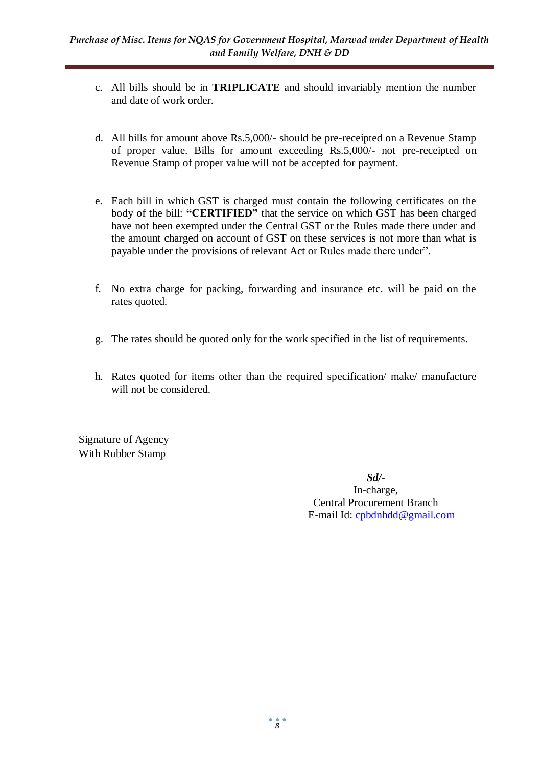c. All bills should be in **TRIPLICATE** and should invariably mention the number and date of work order.

d. All bills for amount above Rs.5,000/- should be pre-receipted on a Revenue Stamp of proper value. Bills for amount exceeding Rs.5,000/- not pre-receipted on Revenue Stamp of proper value will not be accepted for payment.

e. Each bill in which GST is charged must contain the following certificates on the body of the bill: **"CERTIFIED"** that the service on which GST has been charged have not been exempted under the Central GST or the Rules made there under and the amount charged on account of GST on these services is not more than what is payable under the provisions of relevant Act or Rules made there under".

f. No extra charge for packing, forwarding and insurance etc. will be paid on the rates quoted.

g. The rates should be quoted only for the work specified in the list of requirements.

h. Rates quoted for items other than the required specification/ make/ manufacture will not be considered.

Signature of Agency
With Rubber Stamp

***Sd/-***
In-charge,
Central Procurement Branch
E-mail Id: cpbdnhdd@gmail.com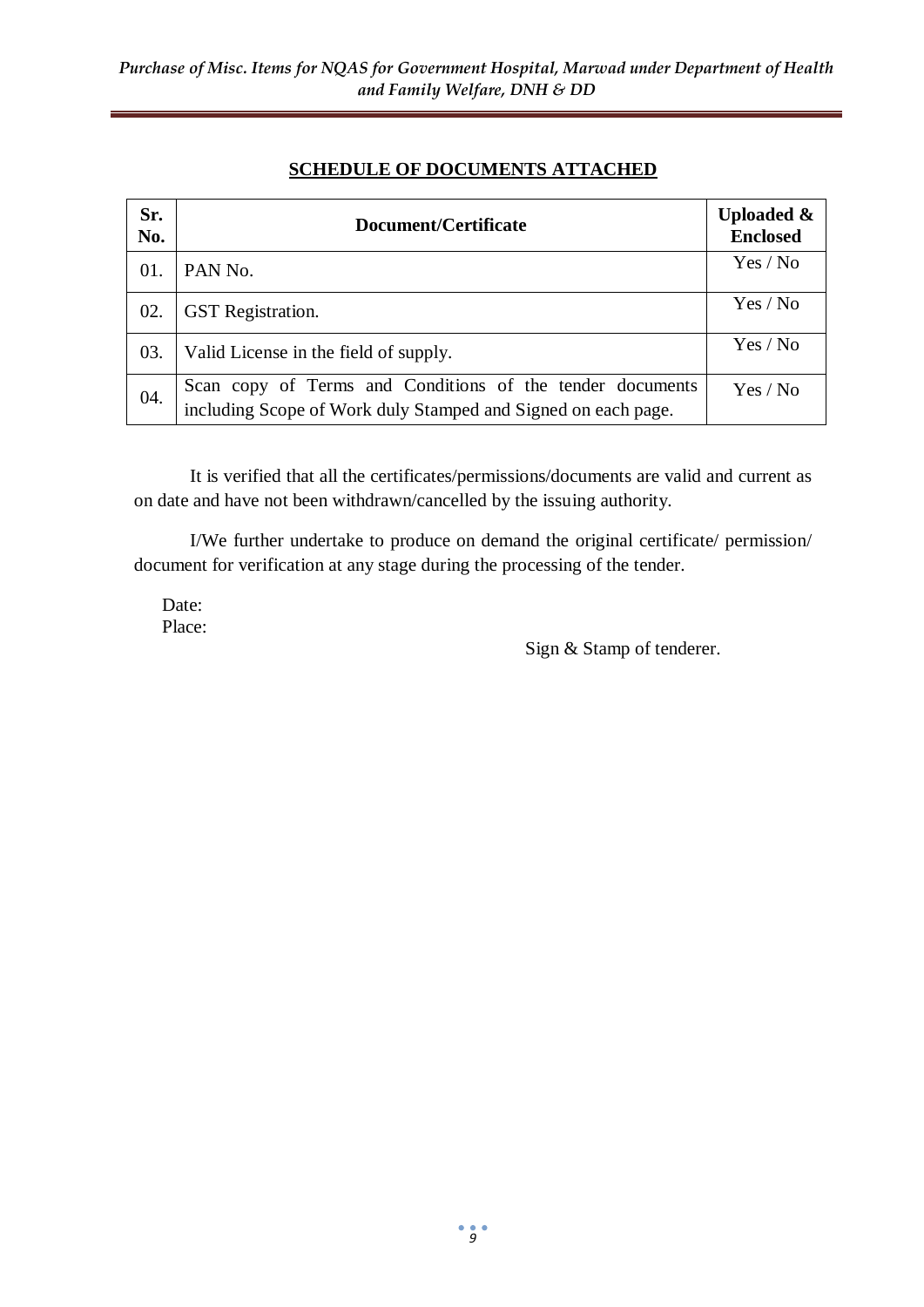## SCHEDULE OF DOCUMENTS ATTACHED

| Sr. No. | Document/Certificate | Uploaded & Enclosed |
|---|---|---|
| 01. | PAN No. | Yes / No |
| 02. | GST Registration. | Yes / No |
| 03. | Valid License in the field of supply. | Yes / No |
| 04. | Scan copy of Terms and Conditions of the tender documents including Scope of Work duly Stamped and Signed on each page. | Yes / No |

It is verified that all the certificates/permissions/documents are valid and current as on date and have not been withdrawn/cancelled by the issuing authority.

I/We further undertake to produce on demand the original certificate/ permission/ document for verification at any stage during the processing of the tender.

Date:
Place:

Sign & Stamp of tenderer.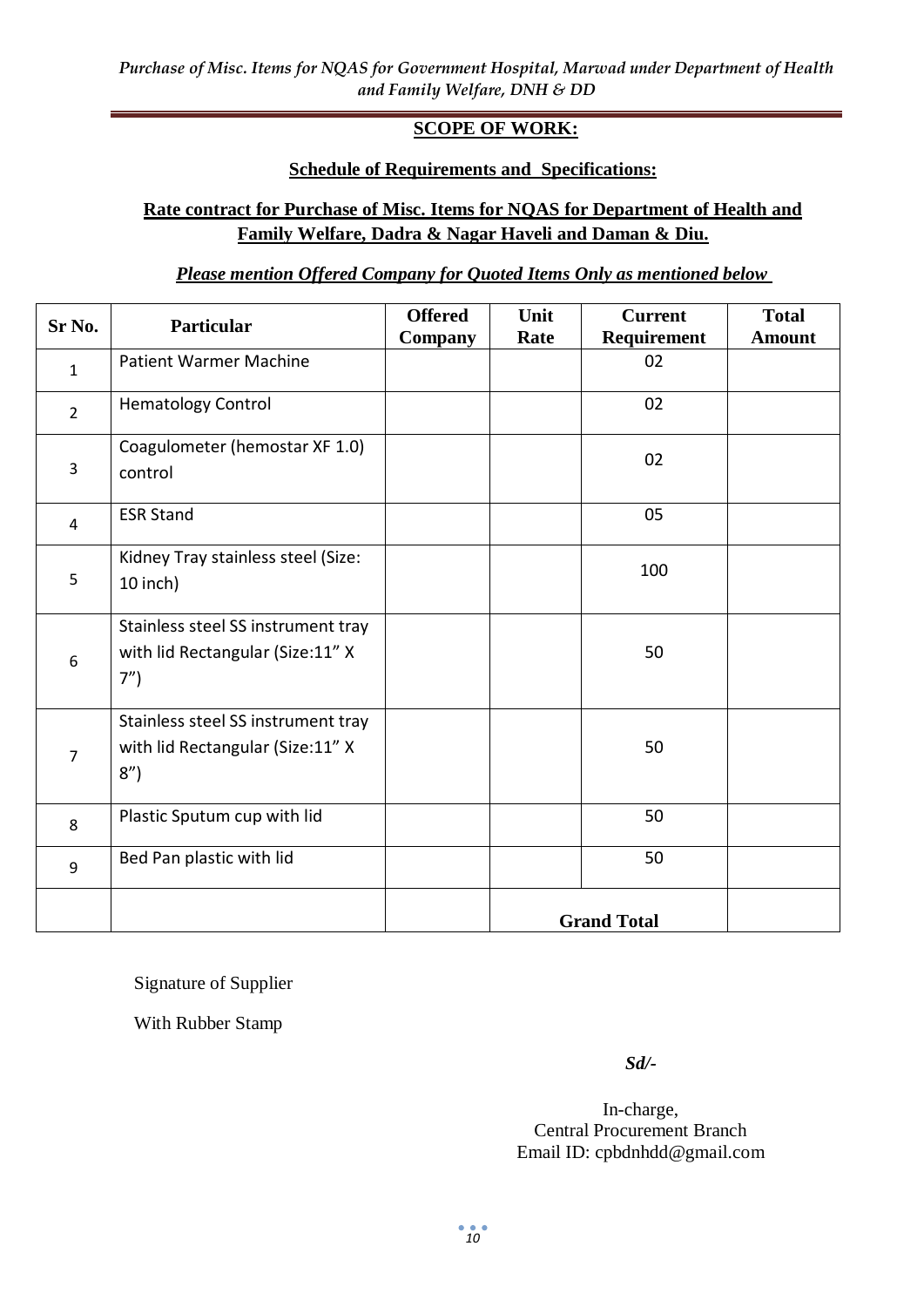## SCOPE OF WORK:

**Schedule of Requirements and Specifications:**

**Rate contract for Purchase of Misc. Items for NQAS for Department of Health and Family Welfare, Dadra & Nagar Haveli and Daman & Diu.**

***Please mention Offered Company for Quoted Items Only as mentioned below***

| Sr No. | Particular | Offered Company | Unit Rate | Current Requirement | Total Amount |
|---|---|---|---|---|---|
| 1 | Patient Warmer Machine | | | 02 | |
| 2 | Hematology Control | | | 02 | |
| 3 | Coagulometer (hemostar XF 1.0) control | | | 02 | |
| 4 | ESR Stand | | | 05 | |
| 5 | Kidney Tray stainless steel (Size: 10 inch) | | | 100 | |
| 6 | Stainless steel SS instrument tray with lid Rectangular (Size:11" X 7") | | | 50 | |
| 7 | Stainless steel SS instrument tray with lid Rectangular (Size:11" X 8") | | | 50 | |
| 8 | Plastic Sputum cup with lid | | | 50 | |
| 9 | Bed Pan plastic with lid | | | 50 | |
| | | | **Grand Total** | | |

Signature of Supplier

With Rubber Stamp

***Sd/-***

In-charge,
Central Procurement Branch
Email ID: cpbdnhdd@gmail.com